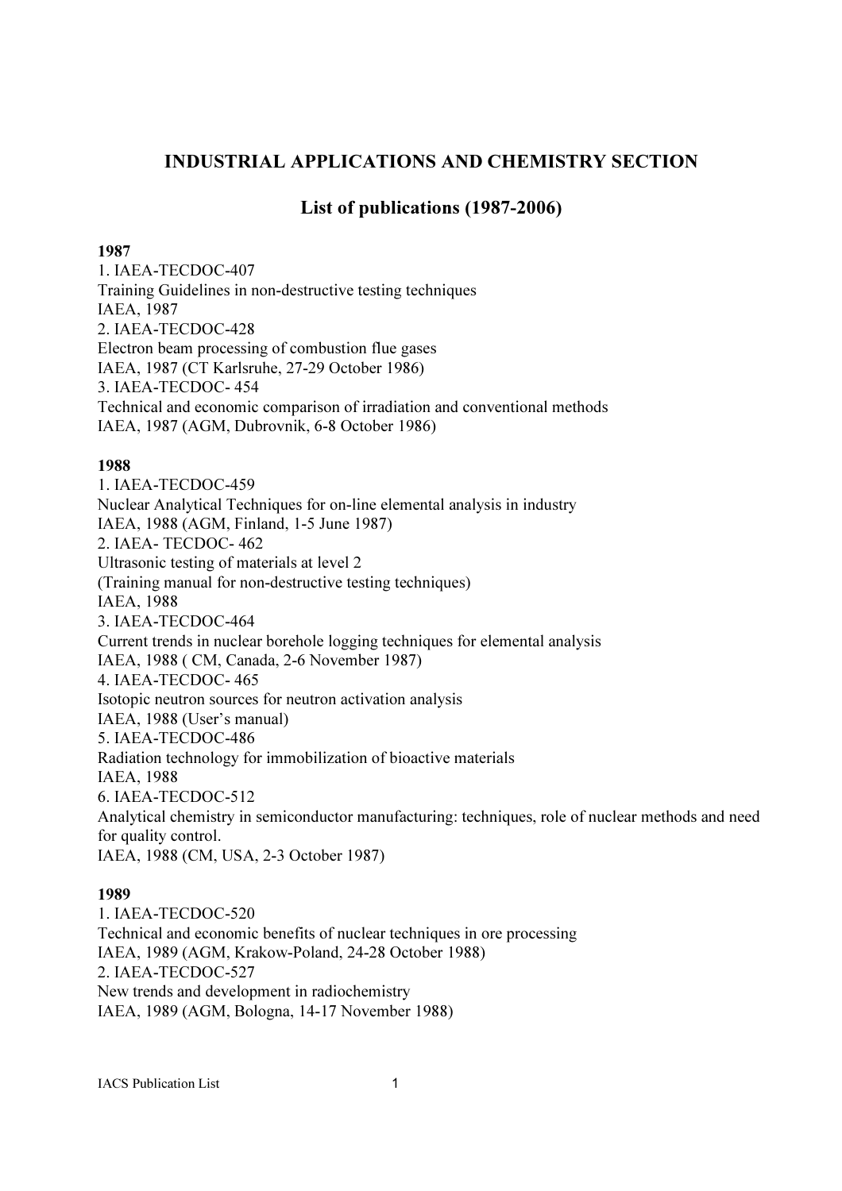# INDUSTRIAL APPLICATIONS AND CHEMISTRY SECTION

## List of publications (1987-2006)

**1987**

1. IAEA-TECDOC-407
Training Guidelines in non-destructive testing techniques
IAEA, 1987
2. IAEA-TECDOC-428
Electron beam processing of combustion flue gases
IAEA, 1987 (CT Karlsruhe, 27-29 October 1986)
3. IAEA-TECDOC- 454
Technical and economic comparison of irradiation and conventional methods
IAEA, 1987 (AGM, Dubrovnik, 6-8 October 1986)

**1988**

1. IAEA-TECDOC-459
Nuclear Analytical Techniques for on-line elemental analysis in industry
IAEA, 1988 (AGM, Finland, 1-5 June 1987)
2. IAEA- TECDOC- 462
Ultrasonic testing of materials at level 2
(Training manual for non-destructive testing techniques)
IAEA, 1988
3. IAEA-TECDOC-464
Current trends in nuclear borehole logging techniques for elemental analysis
IAEA, 1988 ( CM, Canada, 2-6 November 1987)
4. IAEA-TECDOC- 465
Isotopic neutron sources for neutron activation analysis
IAEA, 1988 (User's manual)
5. IAEA-TECDOC-486
Radiation technology for immobilization of bioactive materials
IAEA, 1988
6. IAEA-TECDOC-512
Analytical chemistry in semiconductor manufacturing: techniques, role of nuclear methods and need for quality control.
IAEA, 1988 (CM, USA, 2-3 October 1987)

**1989**

1. IAEA-TECDOC-520
Technical and economic benefits of nuclear techniques in ore processing
IAEA, 1989 (AGM, Krakow-Poland, 24-28 October 1988)
2. IAEA-TECDOC-527
New trends and development in radiochemistry
IAEA, 1989 (AGM, Bologna, 14-17 November 1988)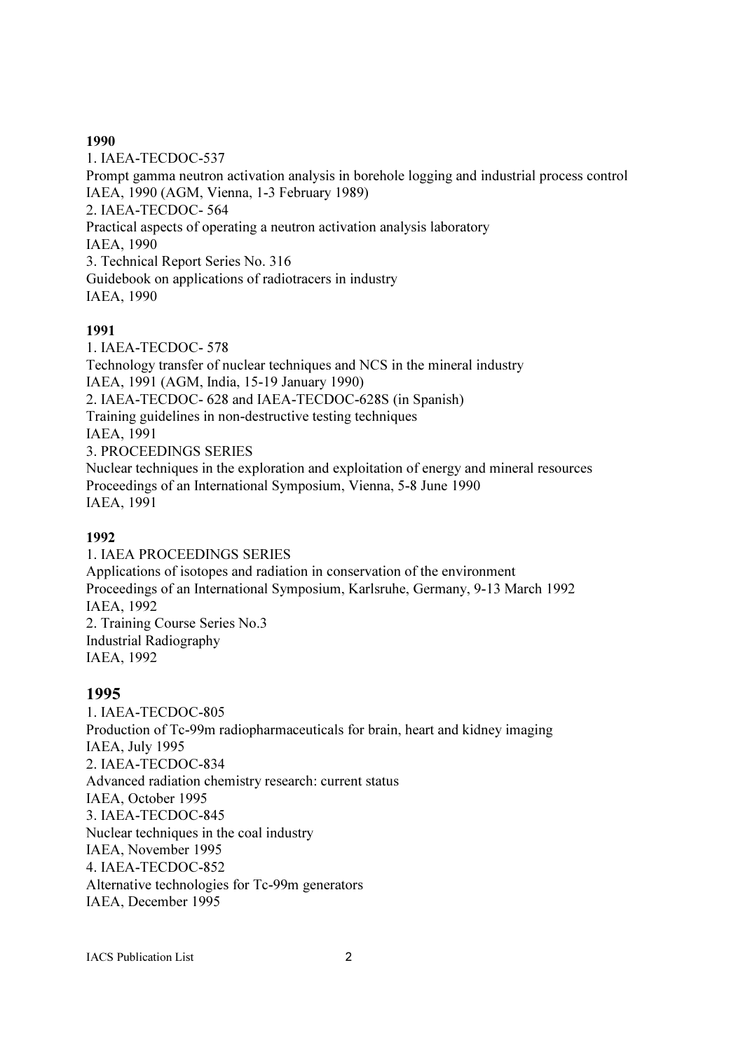**1990**

1. IAEA-TECDOC-537
Prompt gamma neutron activation analysis in borehole logging and industrial process control
IAEA, 1990 (AGM, Vienna, 1-3 February 1989)
2. IAEA-TECDOC- 564
Practical aspects of operating a neutron activation analysis laboratory
IAEA, 1990
3. Technical Report Series No. 316
Guidebook on applications of radiotracers in industry
IAEA, 1990

**1991**

1. IAEA-TECDOC- 578
Technology transfer of nuclear techniques and NCS in the mineral industry
IAEA, 1991 (AGM, India, 15-19 January 1990)
2. IAEA-TECDOC- 628 and IAEA-TECDOC-628S (in Spanish)
Training guidelines in non-destructive testing techniques
IAEA, 1991
3. PROCEEDINGS SERIES
Nuclear techniques in the exploration and exploitation of energy and mineral resources
Proceedings of an International Symposium, Vienna, 5-8 June 1990
IAEA, 1991

**1992**

1. IAEA PROCEEDINGS SERIES
Applications of isotopes and radiation in conservation of the environment
Proceedings of an International Symposium, Karlsruhe, Germany, 9-13 March 1992
IAEA, 1992
2. Training Course Series No.3
Industrial Radiography
IAEA, 1992

**1995**

1. IAEA-TECDOC-805
Production of Tc-99m radiopharmaceuticals for brain, heart and kidney imaging
IAEA, July 1995
2. IAEA-TECDOC-834
Advanced radiation chemistry research: current status
IAEA, October 1995
3. IAEA-TECDOC-845
Nuclear techniques in the coal industry
IAEA, November 1995
4. IAEA-TECDOC-852
Alternative technologies for Tc-99m generators
IAEA, December 1995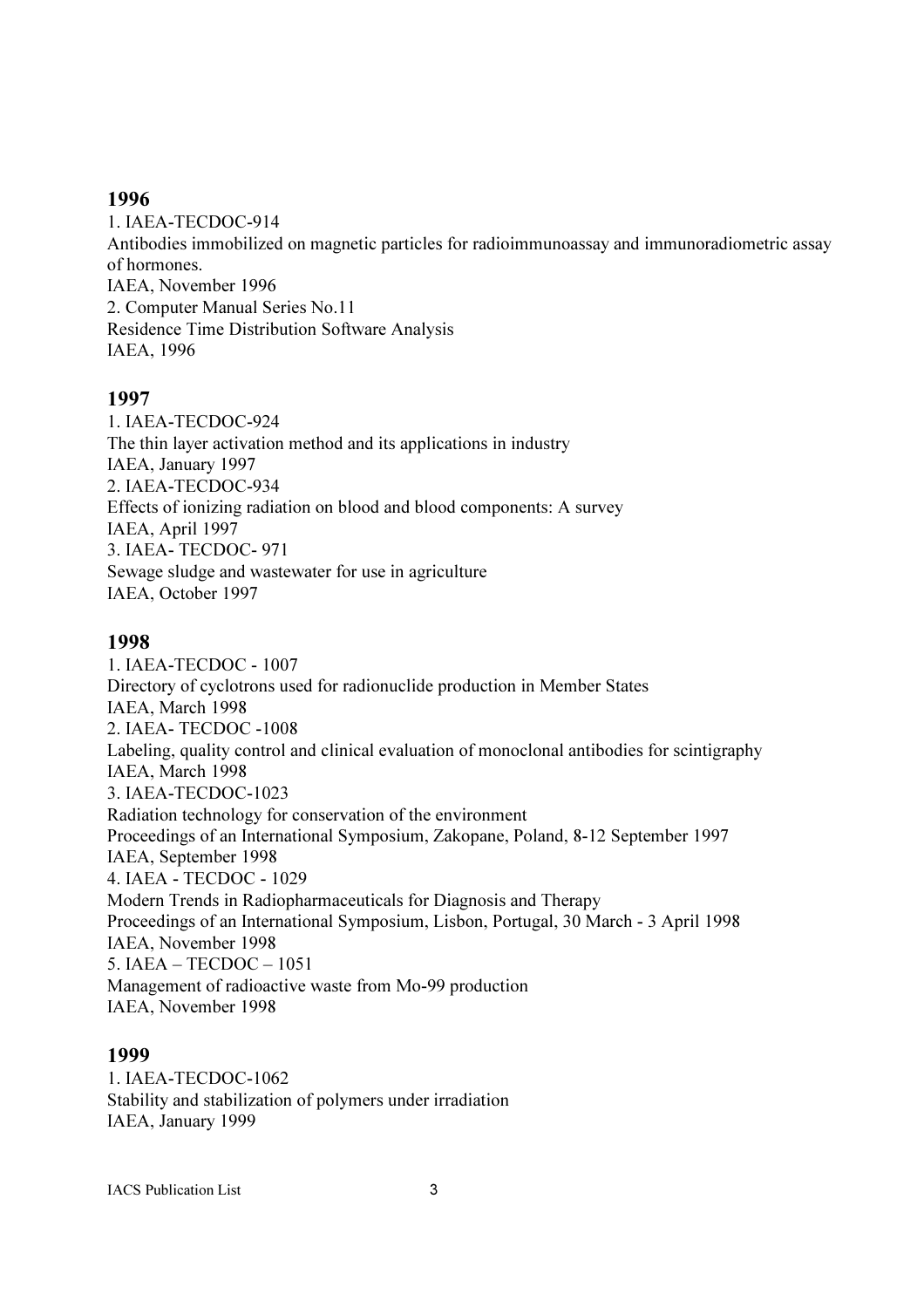## 1996

1. IAEA-TECDOC-914
Antibodies immobilized on magnetic particles for radioimmunoassay and immunoradiometric assay of hormones.
IAEA, November 1996
2. Computer Manual Series No.11
Residence Time Distribution Software Analysis
IAEA, 1996

## 1997

1. IAEA-TECDOC-924
The thin layer activation method and its applications in industry
IAEA, January 1997
2. IAEA-TECDOC-934
Effects of ionizing radiation on blood and blood components: A survey
IAEA, April 1997
3. IAEA- TECDOC- 971
Sewage sludge and wastewater for use in agriculture
IAEA, October 1997

## 1998

1. IAEA-TECDOC - 1007
Directory of cyclotrons used for radionuclide production in Member States
IAEA, March 1998
2. IAEA- TECDOC -1008
Labeling, quality control and clinical evaluation of monoclonal antibodies for scintigraphy
IAEA, March 1998
3. IAEA-TECDOC-1023
Radiation technology for conservation of the environment
Proceedings of an International Symposium, Zakopane, Poland, 8-12 September 1997
IAEA, September 1998
4. IAEA - TECDOC - 1029
Modern Trends in Radiopharmaceuticals for Diagnosis and Therapy
Proceedings of an International Symposium, Lisbon, Portugal, 30 March - 3 April 1998
IAEA, November 1998
5. IAEA – TECDOC – 1051
Management of radioactive waste from Mo-99 production
IAEA, November 1998

## 1999

1. IAEA-TECDOC-1062
Stability and stabilization of polymers under irradiation
IAEA, January 1999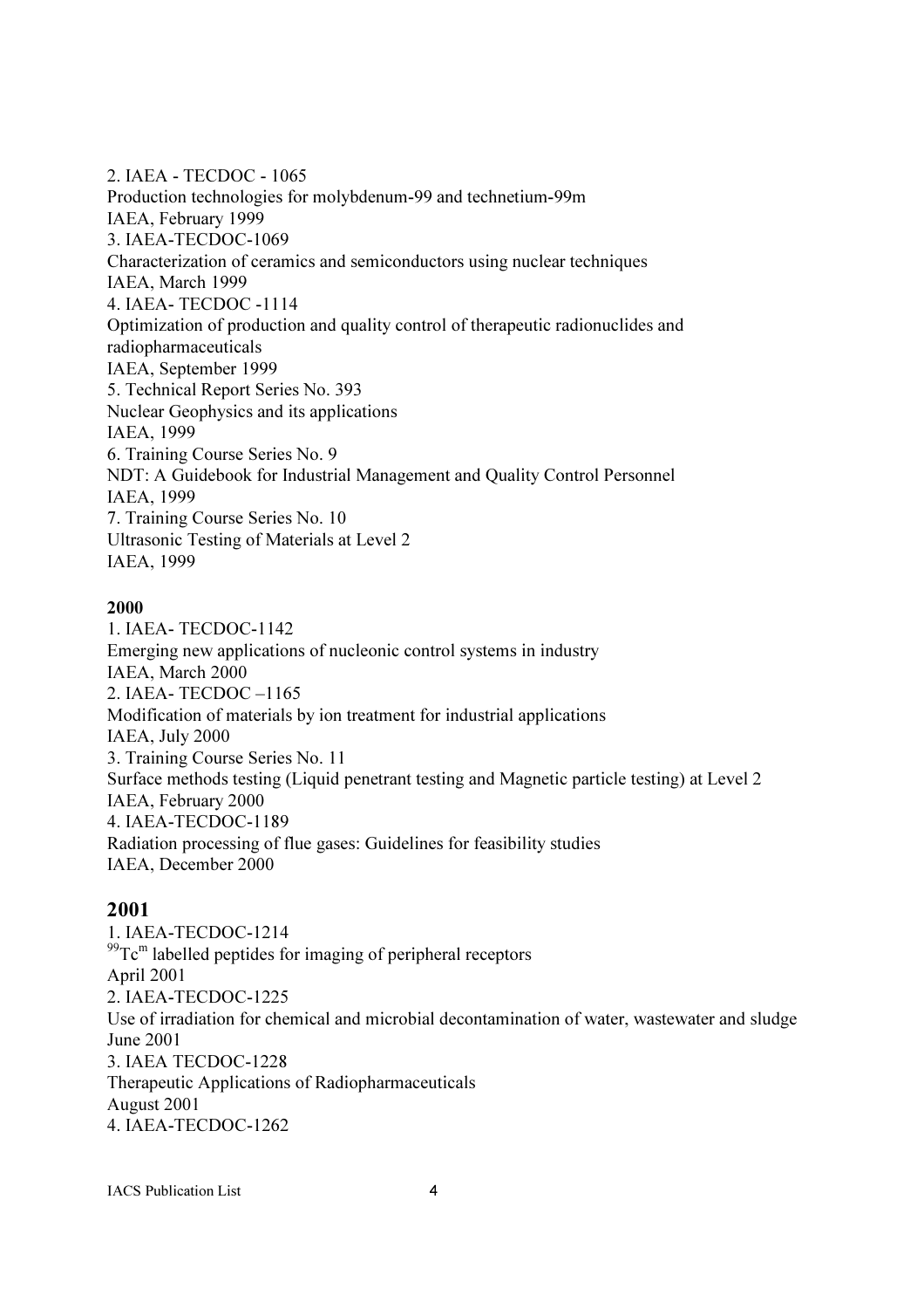2. IAEA - TECDOC - 1065
Production technologies for molybdenum-99 and technetium-99m
IAEA, February 1999
3. IAEA-TECDOC-1069
Characterization of ceramics and semiconductors using nuclear techniques
IAEA, March 1999
4. IAEA- TECDOC -1114
Optimization of production and quality control of therapeutic radionuclides and radiopharmaceuticals
IAEA, September 1999
5. Technical Report Series No. 393
Nuclear Geophysics and its applications
IAEA, 1999
6. Training Course Series No. 9
NDT: A Guidebook for Industrial Management and Quality Control Personnel
IAEA, 1999
7. Training Course Series No. 10
Ultrasonic Testing of Materials at Level 2
IAEA, 1999

**2000**

1. IAEA- TECDOC-1142
Emerging new applications of nucleonic control systems in industry
IAEA, March 2000
2. IAEA- TECDOC –1165
Modification of materials by ion treatment for industrial applications
IAEA, July 2000
3. Training Course Series No. 11
Surface methods testing (Liquid penetrant testing and Magnetic particle testing) at Level 2
IAEA, February 2000
4. IAEA-TECDOC-1189
Radiation processing of flue gases: Guidelines for feasibility studies
IAEA, December 2000

## 2001

1. IAEA-TECDOC-1214
$^{99}Tc^{m}$ labelled peptides for imaging of peripheral receptors
April 2001
2. IAEA-TECDOC-1225
Use of irradiation for chemical and microbial decontamination of water, wastewater and sludge
June 2001
3. IAEA TECDOC-1228
Therapeutic Applications of Radiopharmaceuticals
August 2001
4. IAEA-TECDOC-1262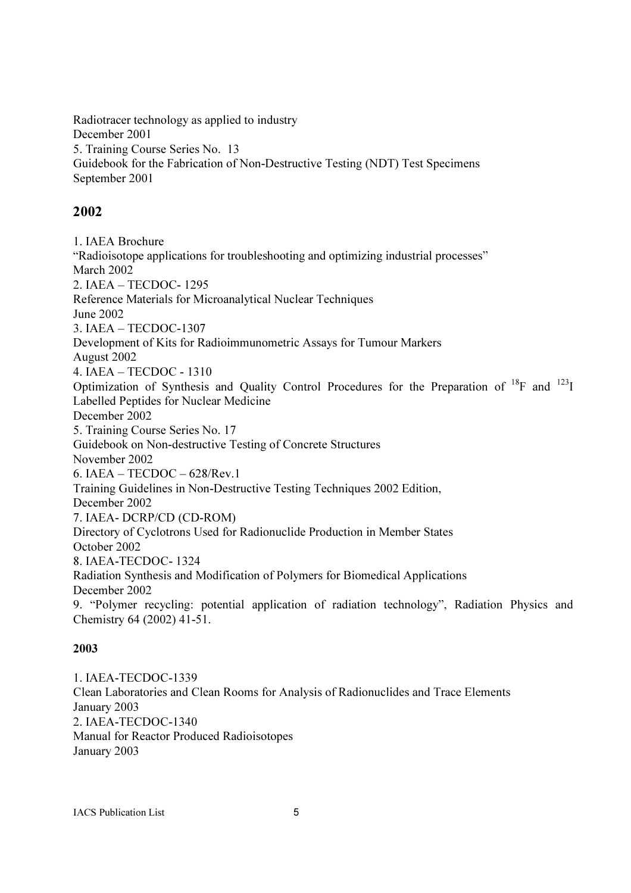Radiotracer technology as applied to industry
December 2001
5. Training Course Series No. 13
Guidebook for the Fabrication of Non-Destructive Testing (NDT) Test Specimens
September 2001

## 2002

1. IAEA Brochure
"Radioisotope applications for troubleshooting and optimizing industrial processes"
March 2002
2. IAEA – TECDOC- 1295
Reference Materials for Microanalytical Nuclear Techniques
June 2002
3. IAEA – TECDOC-1307
Development of Kits for Radioimmunometric Assays for Tumour Markers
August 2002
4. IAEA – TECDOC - 1310
Optimization of Synthesis and Quality Control Procedures for the Preparation of $^{18}F$ and $^{123}I$ Labelled Peptides for Nuclear Medicine
December 2002
5. Training Course Series No. 17
Guidebook on Non-destructive Testing of Concrete Structures
November 2002
6. IAEA – TECDOC – 628/Rev.1
Training Guidelines in Non-Destructive Testing Techniques 2002 Edition,
December 2002
7. IAEA- DCRP/CD (CD-ROM)
Directory of Cyclotrons Used for Radionuclide Production in Member States
October 2002
8. IAEA-TECDOC- 1324
Radiation Synthesis and Modification of Polymers for Biomedical Applications
December 2002
9. "Polymer recycling: potential application of radiation technology", Radiation Physics and Chemistry 64 (2002) 41-51.

## 2003

1. IAEA-TECDOC-1339
Clean Laboratories and Clean Rooms for Analysis of Radionuclides and Trace Elements
January 2003
2. IAEA-TECDOC-1340
Manual for Reactor Produced Radioisotopes
January 2003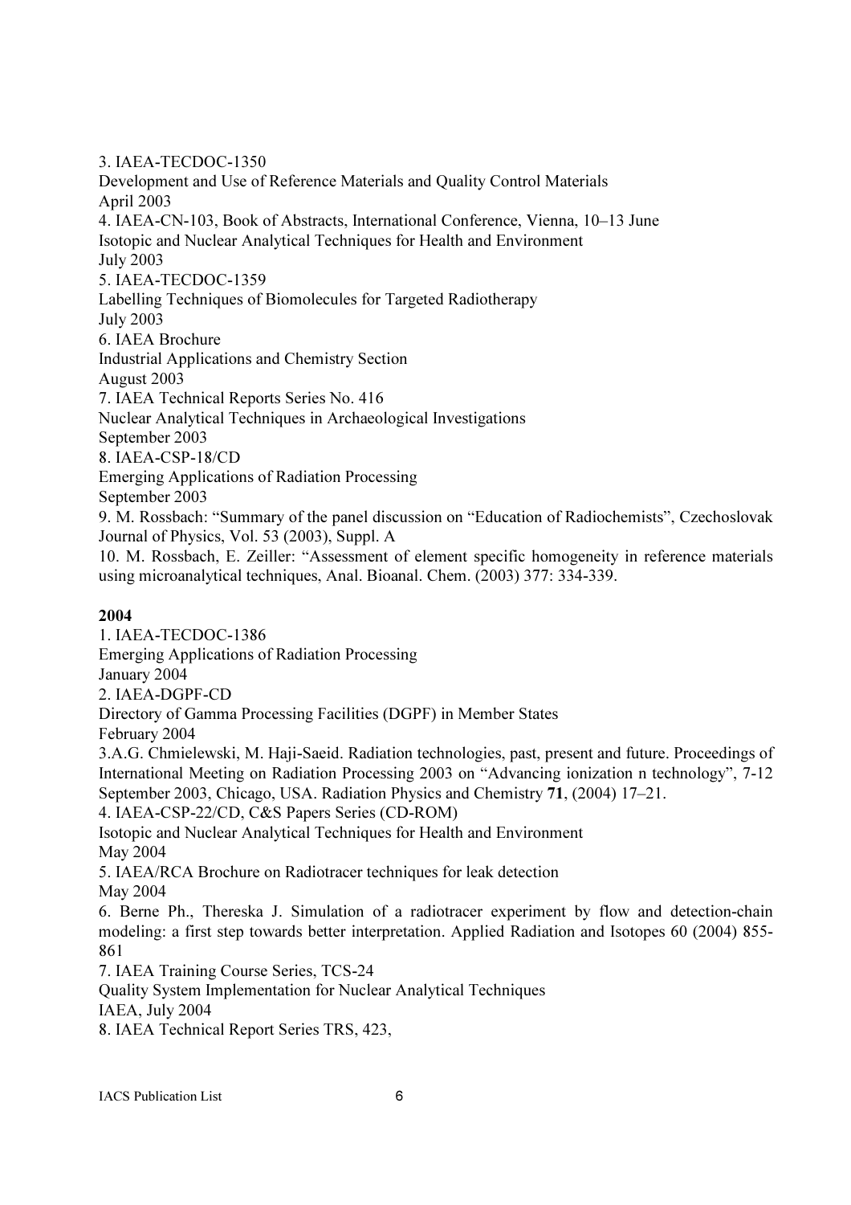3. IAEA-TECDOC-1350
Development and Use of Reference Materials and Quality Control Materials
April 2003

4. IAEA-CN-103, Book of Abstracts, International Conference, Vienna, 10–13 June
Isotopic and Nuclear Analytical Techniques for Health and Environment
July 2003

5. IAEA-TECDOC-1359
Labelling Techniques of Biomolecules for Targeted Radiotherapy
July 2003

6. IAEA Brochure
Industrial Applications and Chemistry Section
August 2003

7. IAEA Technical Reports Series No. 416
Nuclear Analytical Techniques in Archaeological Investigations
September 2003

8. IAEA-CSP-18/CD
Emerging Applications of Radiation Processing
September 2003

9. M. Rossbach: "Summary of the panel discussion on "Education of Radiochemists", Czechoslovak Journal of Physics, Vol. 53 (2003), Suppl. A

10. M. Rossbach, E. Zeiller: "Assessment of element specific homogeneity in reference materials using microanalytical techniques, Anal. Bioanal. Chem. (2003) 377: 334-339.

**2004**

1. IAEA-TECDOC-1386
Emerging Applications of Radiation Processing
January 2004

2. IAEA-DGPF-CD
Directory of Gamma Processing Facilities (DGPF) in Member States
February 2004

3.A.G. Chmielewski, M. Haji-Saeid. Radiation technologies, past, present and future. Proceedings of International Meeting on Radiation Processing 2003 on "Advancing ionization n technology", 7-12 September 2003, Chicago, USA. Radiation Physics and Chemistry **71**, (2004) 17–21.

4. IAEA-CSP-22/CD, C&S Papers Series (CD-ROM)
Isotopic and Nuclear Analytical Techniques for Health and Environment
May 2004

5. IAEA/RCA Brochure on Radiotracer techniques for leak detection
May 2004

6. Berne Ph., Thereska J. Simulation of a radiotracer experiment by flow and detection-chain modeling: a first step towards better interpretation. Applied Radiation and Isotopes 60 (2004) 855-861

7. IAEA Training Course Series, TCS-24
Quality System Implementation for Nuclear Analytical Techniques
IAEA, July 2004

8. IAEA Technical Report Series TRS, 423,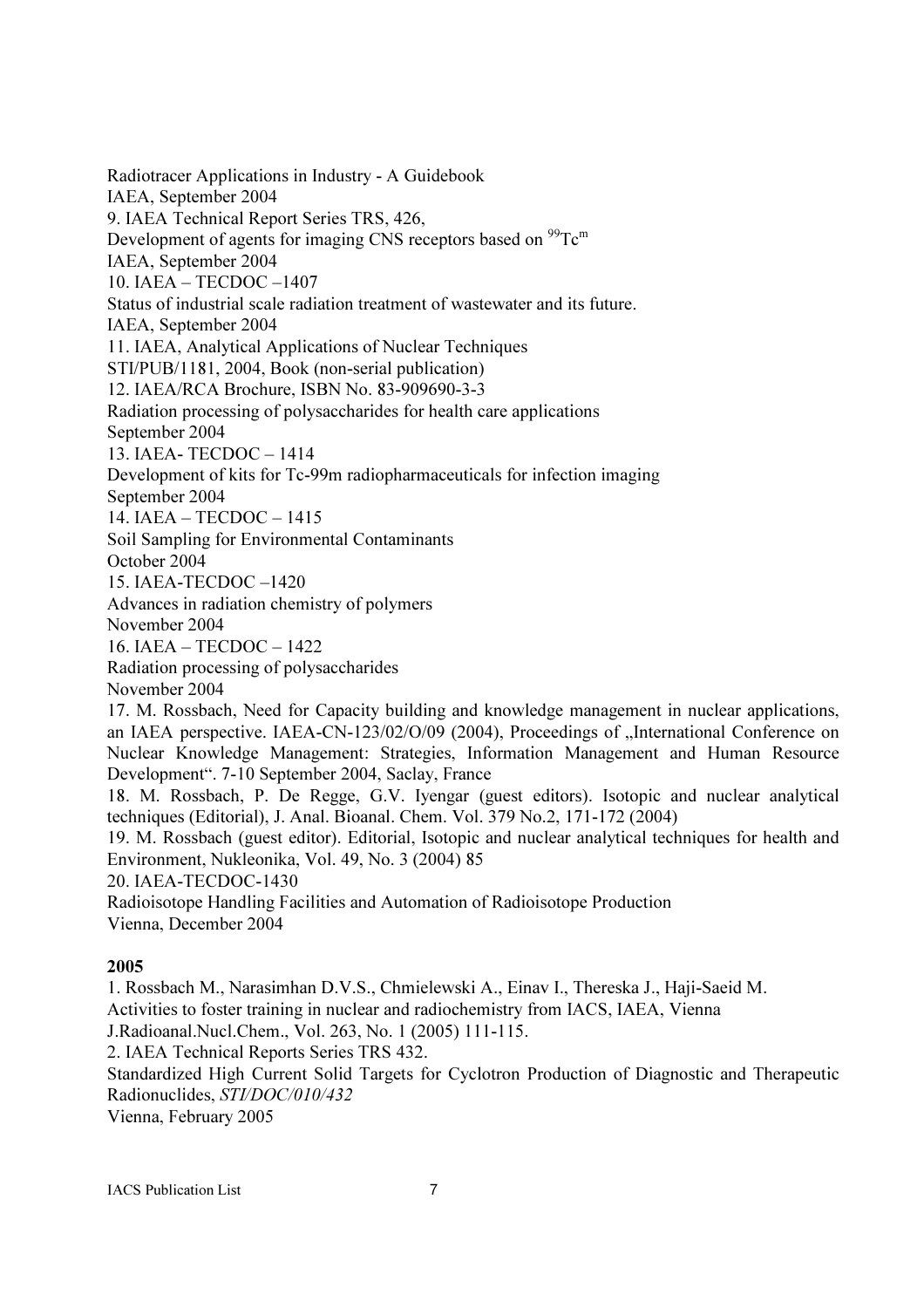Radiotracer Applications in Industry - A Guidebook
IAEA, September 2004

9. IAEA Technical Report Series TRS, 426,
Development of agents for imaging CNS receptors based on $^{99}Tc^{m}$
IAEA, September 2004

10. IAEA – TECDOC –1407
Status of industrial scale radiation treatment of wastewater and its future.
IAEA, September 2004

11. IAEA, Analytical Applications of Nuclear Techniques
STI/PUB/1181, 2004, Book (non-serial publication)

12. IAEA/RCA Brochure, ISBN No. 83-909690-3-3
Radiation processing of polysaccharides for health care applications
September 2004

13. IAEA- TECDOC – 1414
Development of kits for Tc-99m radiopharmaceuticals for infection imaging
September 2004

14. IAEA – TECDOC – 1415
Soil Sampling for Environmental Contaminants
October 2004

15. IAEA-TECDOC –1420
Advances in radiation chemistry of polymers
November 2004

16. IAEA – TECDOC – 1422
Radiation processing of polysaccharides
November 2004

17. M. Rossbach, Need for Capacity building and knowledge management in nuclear applications, an IAEA perspective. IAEA-CN-123/02/O/09 (2004), Proceedings of „International Conference on Nuclear Knowledge Management: Strategies, Information Management and Human Resource Development". 7-10 September 2004, Saclay, France

18. M. Rossbach, P. De Regge, G.V. Iyengar (guest editors). Isotopic and nuclear analytical techniques (Editorial), J. Anal. Bioanal. Chem. Vol. 379 No.2, 171-172 (2004)

19. M. Rossbach (guest editor). Editorial, Isotopic and nuclear analytical techniques for health and Environment, Nukleonika, Vol. 49, No. 3 (2004) 85

20. IAEA-TECDOC-1430
Radioisotope Handling Facilities and Automation of Radioisotope Production
Vienna, December 2004

**2005**

1. Rossbach M., Narasimhan D.V.S., Chmielewski A., Einav I., Thereska J., Haji-Saeid M.
Activities to foster training in nuclear and radiochemistry from IACS, IAEA, Vienna
J.Radioanal.Nucl.Chem., Vol. 263, No. 1 (2005) 111-115.

2. IAEA Technical Reports Series TRS 432.
Standardized High Current Solid Targets for Cyclotron Production of Diagnostic and Therapeutic Radionuclides, *STI/DOC/010/432*
Vienna, February 2005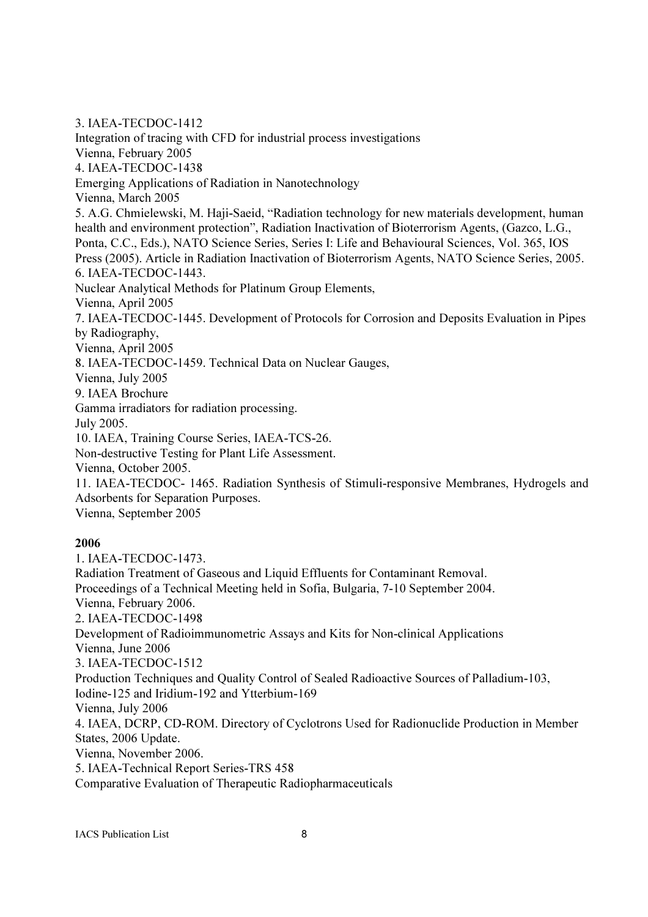3. IAEA-TECDOC-1412
Integration of tracing with CFD for industrial process investigations
Vienna, February 2005
4. IAEA-TECDOC-1438
Emerging Applications of Radiation in Nanotechnology
Vienna, March 2005
5. A.G. Chmielewski, M. Haji-Saeid, "Radiation technology for new materials development, human health and environment protection", Radiation Inactivation of Bioterrorism Agents, (Gazco, L.G., Ponta, C.C., Eds.), NATO Science Series, Series I: Life and Behavioural Sciences, Vol. 365, IOS Press (2005). Article in Radiation Inactivation of Bioterrorism Agents, NATO Science Series, 2005.
6. IAEA-TECDOC-1443.
Nuclear Analytical Methods for Platinum Group Elements,
Vienna, April 2005
7. IAEA-TECDOC-1445. Development of Protocols for Corrosion and Deposits Evaluation in Pipes by Radiography,
Vienna, April 2005
8. IAEA-TECDOC-1459. Technical Data on Nuclear Gauges,
Vienna, July 2005
9. IAEA Brochure
Gamma irradiators for radiation processing.
July 2005.
10. IAEA, Training Course Series, IAEA-TCS-26.
Non-destructive Testing for Plant Life Assessment.
Vienna, October 2005.
11. IAEA-TECDOC- 1465. Radiation Synthesis of Stimuli-responsive Membranes, Hydrogels and Adsorbents for Separation Purposes.
Vienna, September 2005

**2006**

1. IAEA-TECDOC-1473.
Radiation Treatment of Gaseous and Liquid Effluents for Contaminant Removal.
Proceedings of a Technical Meeting held in Sofia, Bulgaria, 7-10 September 2004.
Vienna, February 2006.
2. IAEA-TECDOC-1498
Development of Radioimmunometric Assays and Kits for Non-clinical Applications
Vienna, June 2006
3. IAEA-TECDOC-1512
Production Techniques and Quality Control of Sealed Radioactive Sources of Palladium-103, Iodine-125 and Iridium-192 and Ytterbium-169
Vienna, July 2006
4. IAEA, DCRP, CD-ROM. Directory of Cyclotrons Used for Radionuclide Production in Member States, 2006 Update.
Vienna, November 2006.
5. IAEA-Technical Report Series-TRS 458
Comparative Evaluation of Therapeutic Radiopharmaceuticals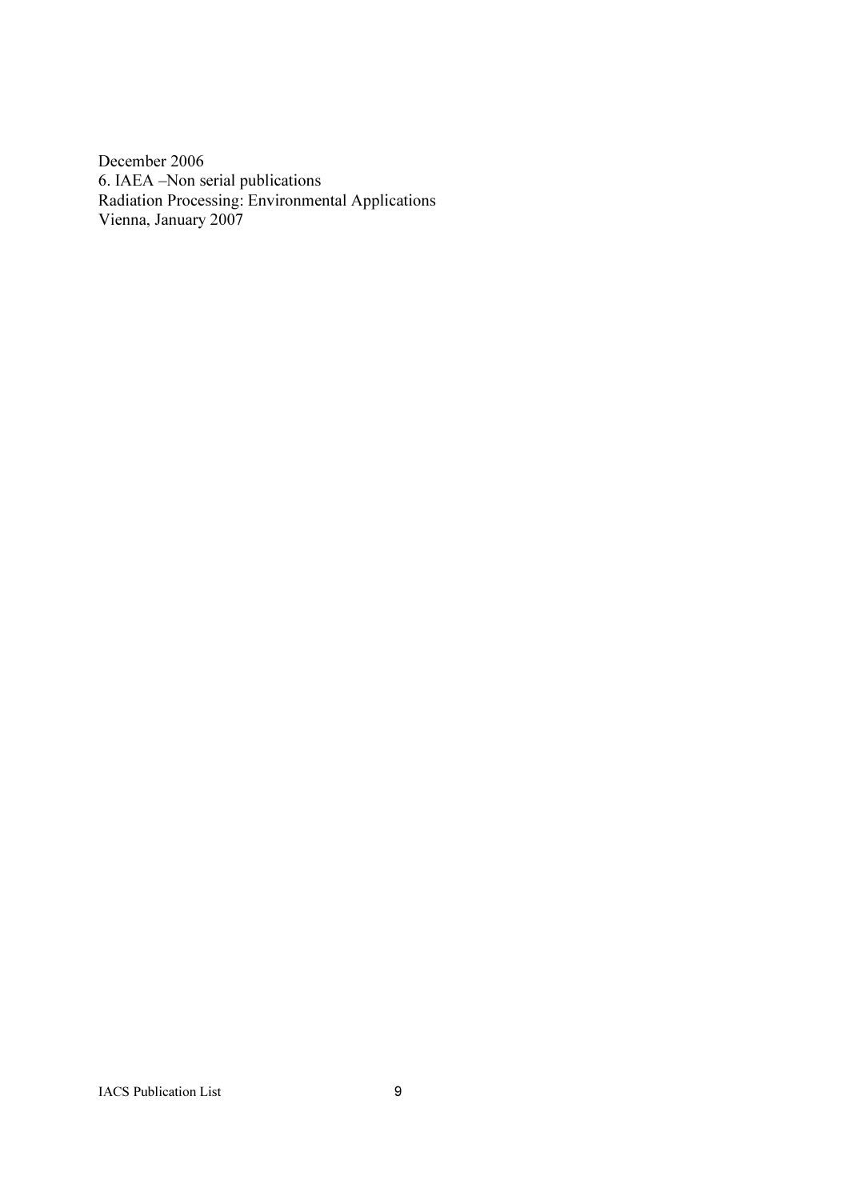December 2006
6. IAEA –Non serial publications
Radiation Processing: Environmental Applications
Vienna, January 2007